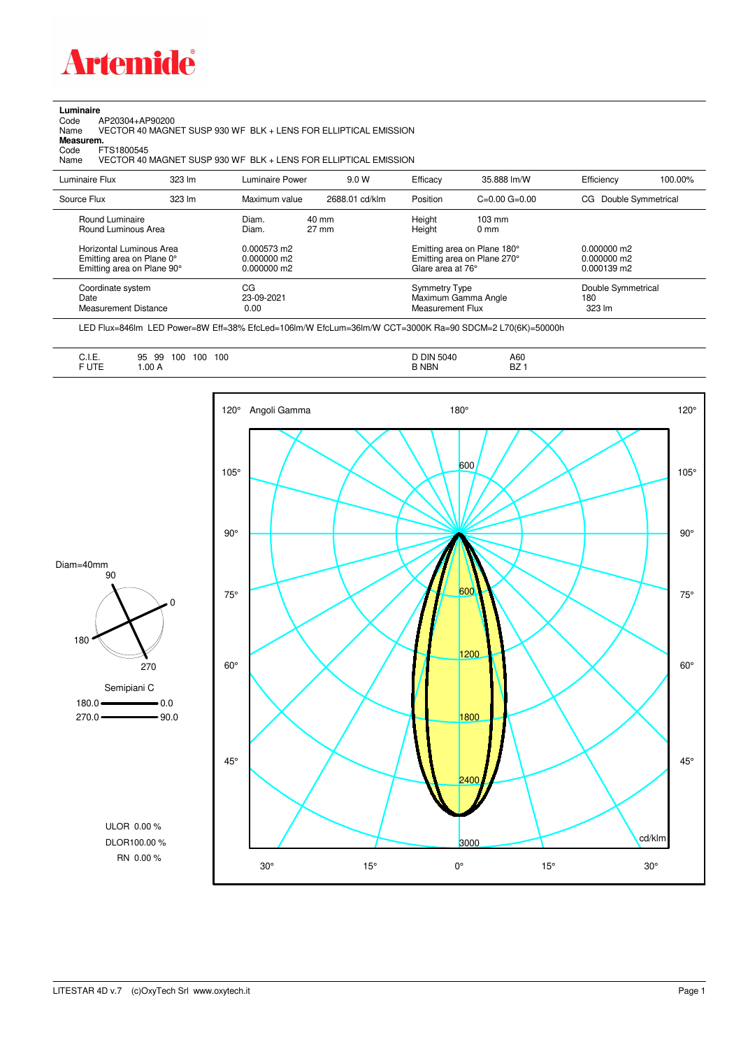# Artemide

**Luminaire**

Code AP20304+AP90200

Name VECTOR 40 MAGNET SUSP 930 WF BLK + LENS FOR ELLIPTICAL EMISSION

**Measurem.**

Code FTS1800545

Name VECTOR 40 MAGNET SUSP 930 WF BLK + LENS FOR ELLIPTICAL EMISSION

| | | | | | | | |
|---|---|---|---|---|---|---|---|
| Luminaire Flux | 323 lm | Luminaire Power | 9.0 W | Efficacy | 35.888 lm/W | Efficiency | 100.00% |
| Source Flux | 323 lm | Maximum value | 2688.01 cd/klm | Position | C=0.00 G=0.00 | CG Double Symmetrical | |

| | | | | | |
|---|---|---|---|---|---|
| Round Luminaire | Diam. | 40 mm | Height | 103 mm | |
| Round Luminous Area | Diam. | 27 mm | Height | 0 mm | |
| Horizontal Luminous Area | 0.000573 m2 | | Emitting area on Plane 180° | | 0.000000 m2 |
| Emitting area on Plane 0° | 0.000000 m2 | | Emitting area on Plane 270° | | 0.000000 m2 |
| Emitting area on Plane 90° | 0.000000 m2 | | Glare area at 76° | | 0.000139 m2 |
| Coordinate system | CG | | Symmetry Type | | Double Symmetrical |
| Date | 23-09-2021 | | Maximum Gamma Angle | | 180 |
| Measurement Distance | 0.00 | | Measurement Flux | | 323 lm |

LED Flux=846lm LED Power=8W Eff=38% EfcLed=106lm/W EfcLum=36lm/W CCT=3000K Ra=90 SDCM=2 L70(6K)=50000h

| | | | |
|---|---|---|---|
| C.I.E. | 95 99 100 100 100 | D DIN 5040 | A60 |
| F UTE | 1.00 A | B NBN | BZ 1 |

Diam=40mm

90

0

180

270

Semipiani C

180.0 — 0.0

270.0 — 90.0

ULOR 0.00 %

DLOR100.00 %

RN 0.00 %

120° Angoli Gamma 180° 120°

105° 105°

90° 90°

75° 75°

60° 60°

45° 45°

600

600

1200

1800

2400

3000

cd/klm

30° 15° 0° 15° 30°

LITESTAR 4D v.7 (c)OxyTech Srl www.oxytech.it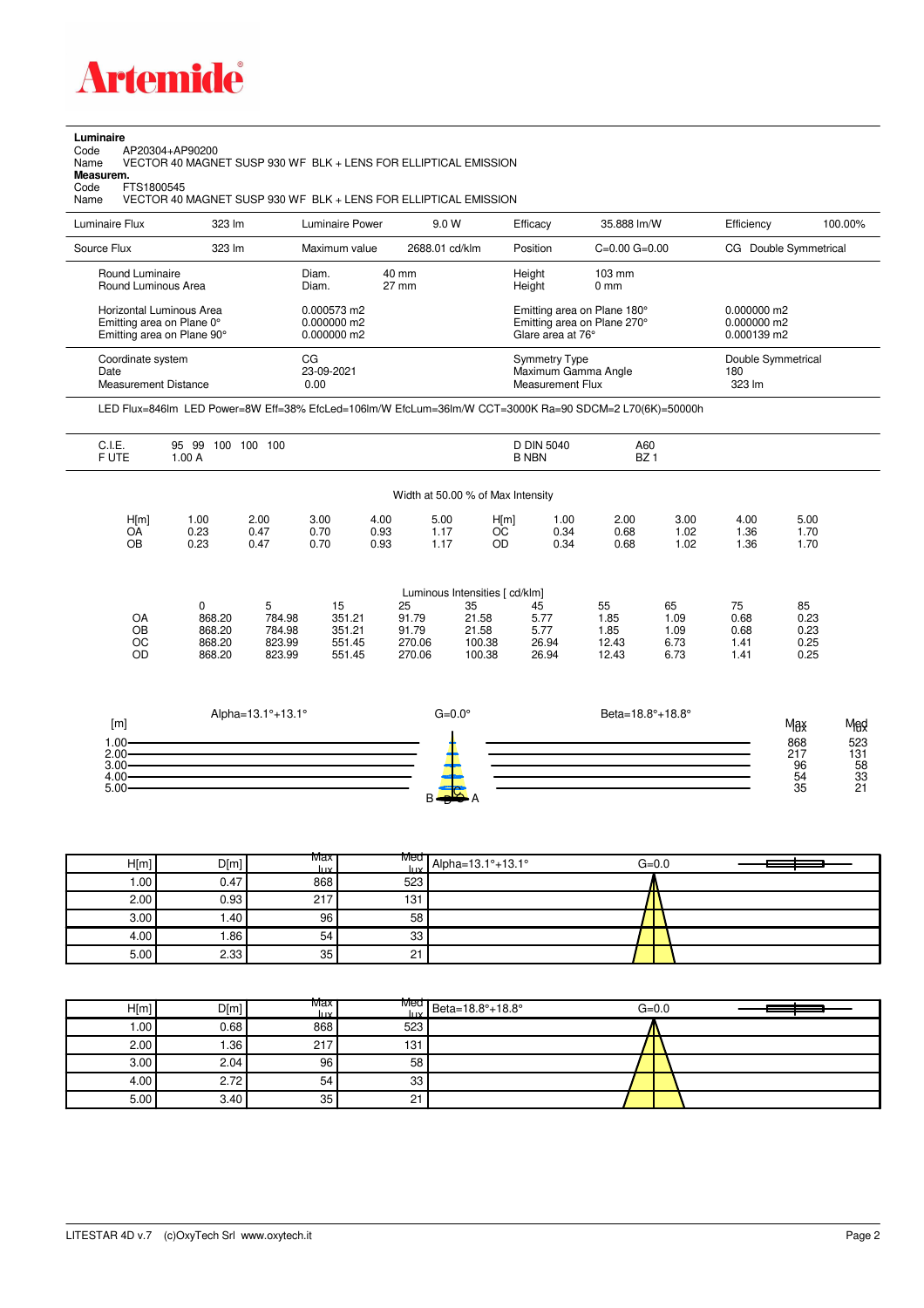Artemide

**Luminaire**
Code AP20304+AP90200
Name VECTOR 40 MAGNET SUSP 930 WF BLK + LENS FOR ELLIPTICAL EMISSION
**Measurem.**
Code FTS1800545
Name VECTOR 40 MAGNET SUSP 930 WF BLK + LENS FOR ELLIPTICAL EMISSION

| | | | | | | | |
|---|---|---|---|---|---|---|---|
| Luminaire Flux | 323 lm | Luminaire Power | 9.0 W | Efficacy | 35.888 lm/W | Efficiency | 100.00% |
| Source Flux | 323 lm | Maximum value | 2688.01 cd/klm | Position | C=0.00 G=0.00 | CG Double Symmetrical | |

| | | | | | | |
|---|---|---|---|---|---|---|
| Round Luminaire | Diam. | 40 mm | Height | 103 mm | | |
| Round Luminous Area | Diam. | 27 mm | Height | 0 mm | | |
| Horizontal Luminous Area | 0.000573 m2 | | Emitting area on Plane 180° | | 0.000000 m2 | |
| Emitting area on Plane 0° | 0.000000 m2 | | Emitting area on Plane 270° | | 0.000000 m2 | |
| Emitting area on Plane 90° | 0.000000 m2 | | Glare area at 76° | | 0.000139 m2 | |
| Coordinate system | CG | | Symmetry Type | | Double Symmetrical | |
| Date | 23-09-2021 | | Maximum Gamma Angle | | 180 | |
| Measurement Distance | 0.00 | | Measurement Flux | | 323 lm | |

LED Flux=846lm LED Power=8W Eff=38% EfcLed=106lm/W EfcLum=36lm/W CCT=3000K Ra=90 SDCM=2 L70(6K)=50000h

| | | | |
|---|---|---|---|
| C.I.E. | 95 99 100 100 100 | D DIN 5040 | A60 |
| F UTE | 1.00 A | B NBN | BZ 1 |

Width at 50.00 % of Max Intensity

| H[m] | 1.00 | 2.00 | 3.00 | 4.00 | 5.00 | H[m] | 1.00 | 2.00 | 3.00 | 4.00 | 5.00 |
|---|---|---|---|---|---|---|---|---|---|---|---|
| OA | 0.23 | 0.47 | 0.70 | 0.93 | 1.17 | OC | 0.34 | 0.68 | 1.02 | 1.36 | 1.70 |
| OB | 0.23 | 0.47 | 0.70 | 0.93 | 1.17 | OD | 0.34 | 0.68 | 1.02 | 1.36 | 1.70 |

Luminous Intensities [ cd/klm]

| | 0 | 5 | 15 | 25 | 35 | 45 | 55 | 65 | 75 | 85 |
|---|---|---|---|---|---|---|---|---|---|---|
| OA | 868.20 | 784.98 | 351.21 | 91.79 | 21.58 | 5.77 | 1.85 | 1.09 | 0.68 | 0.23 |
| OB | 868.20 | 784.98 | 351.21 | 91.79 | 21.58 | 5.77 | 1.85 | 1.09 | 0.68 | 0.23 |
| OC | 868.20 | 823.99 | 551.45 | 270.06 | 100.38 | 26.94 | 12.43 | 6.73 | 1.41 | 0.25 |
| OD | 868.20 | 823.99 | 551.45 | 270.06 | 100.38 | 26.94 | 12.43 | 6.73 | 1.41 | 0.25 |

[m] Alpha=13.1°+13.1° G=0.0° Beta=18.8°+18.8° Max lux Med lux
1.00 868 523
2.00 217 131
3.00 96 58
4.00 54 33
5.00 35 21
B D C A

| H[m] | D[m] | Max lux | Med lux | Alpha=13.1°+13.1° | G=0.0 |
|---|---|---|---|---|---|
| 1.00 | 0.47 | 868 | 523 | | |
| 2.00 | 0.93 | 217 | 131 | | |
| 3.00 | 1.40 | 96 | 58 | | |
| 4.00 | 1.86 | 54 | 33 | | |
| 5.00 | 2.33 | 35 | 21 | | |

| H[m] | D[m] | Max lux | Med lux | Beta=18.8°+18.8° | G=0.0 |
|---|---|---|---|---|---|
| 1.00 | 0.68 | 868 | 523 | | |
| 2.00 | 1.36 | 217 | 131 | | |
| 3.00 | 2.04 | 96 | 58 | | |
| 4.00 | 2.72 | 54 | 33 | | |
| 5.00 | 3.40 | 35 | 21 | | |

LITESTAR 4D v.7 (c)OxyTech Srl www.oxytech.it